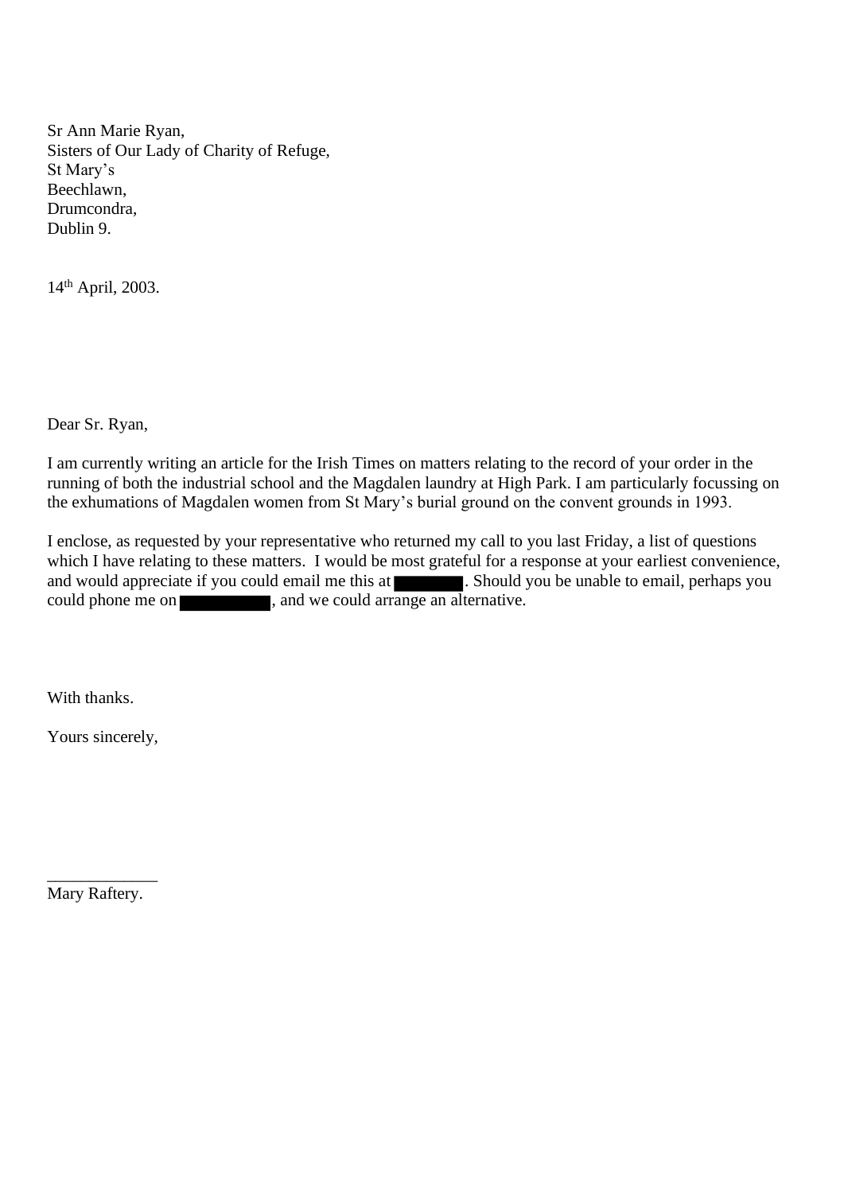Sr Ann Marie Ryan,
Sisters of Our Lady of Charity of Refuge,
St Mary's
Beechlawn,
Drumcondra,
Dublin 9.

14th April, 2003.

Dear Sr. Ryan,

I am currently writing an article for the Irish Times on matters relating to the record of your order in the running of both the industrial school and the Magdalen laundry at High Park. I am particularly focussing on the exhumations of Magdalen women from St Mary's burial ground on the convent grounds in 1993.

I enclose, as requested by your representative who returned my call to you last Friday, a list of questions which I have relating to these matters. I would be most grateful for a response at your earliest convenience, and would appreciate if you could email me this at [REDACTED]. Should you be unable to email, perhaps you could phone me on [REDACTED], and we could arrange an alternative.

With thanks.

Yours sincerely,

\_\_\_\_\_\_\_\_\_\_\_\_\_
Mary Raftery.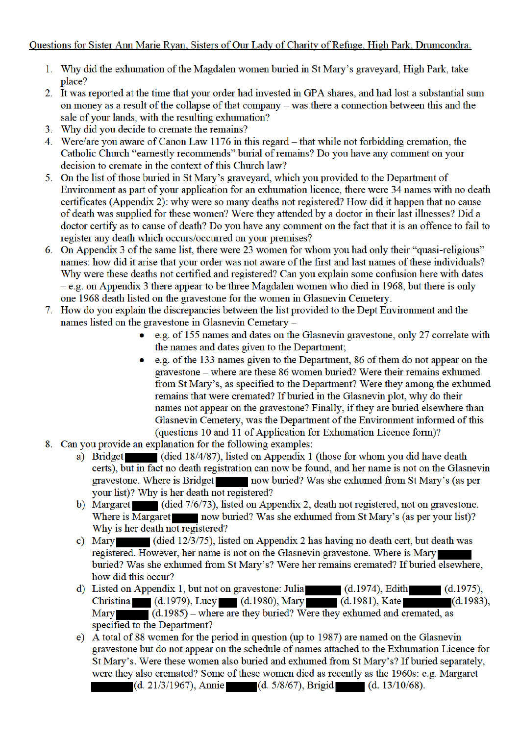Questions for Sister Ann Marie Ryan, Sisters of Our Lady of Charity of Refuge, High Park, Drumcondra.

1. Why did the exhumation of the Magdalen women buried in St Mary's graveyard, High Park, take place?
2. It was reported at the time that your order had invested in GPA shares, and had lost a substantial sum on money as a result of the collapse of that company – was there a connection between this and the sale of your lands, with the resulting exhumation?
3. Why did you decide to cremate the remains?
4. Were/are you aware of Canon Law 1176 in this regard – that while not forbidding cremation, the Catholic Church "earnestly recommends" burial of remains? Do you have any comment on your decision to cremate in the context of this Church law?
5. On the list of those buried in St Mary's graveyard, which you provided to the Department of Environment as part of your application for an exhumation licence, there were 34 names with no death certificates (Appendix 2): why were so many deaths not registered? How did it happen that no cause of death was supplied for these women? Were they attended by a doctor in their last illnesses? Did a doctor certify as to cause of death? Do you have any comment on the fact that it is an offence to fail to register any death which occurs/occurred on your premises?
6. On Appendix 3 of the same list, there were 23 women for whom you had only their "quasi-religious" names: how did it arise that your order was not aware of the first and last names of these individuals? Why were these deaths not certified and registered? Can you explain some confusion here with dates – e.g. on Appendix 3 there appear to be three Magdalen women who died in 1968, but there is only one 1968 death listed on the gravestone for the women in Glasnevin Cemetery.
7. How do you explain the discrepancies between the list provided to the Dept Environment and the names listed on the gravestone in Glasnevin Cemetary –
   - e.g. of 155 names and dates on the Glasnevin gravestone, only 27 correlate with the names and dates given to the Department;
   - e.g. of the 133 names given to the Department, 86 of them do not appear on the gravestone – where are these 86 women buried? Were their remains exhumed from St Mary's, as specified to the Department? Were they among the exhumed remains that were cremated? If buried in the Glasnevin plot, why do their names not appear on the gravestone? Finally, if they are buried elsewhere than Glasnevin Cemetery, was the Department of the Environment informed of this (questions 10 and 11 of Application for Exhumation Licence form)?
8. Can you provide an explanation for the following examples:
   a) Bridget ███ (died 18/4/87), listed on Appendix 1 (those for whom you did have death certs), but in fact no death registration can now be found, and her name is not on the Glasnevin gravestone. Where is Bridget ███ now buried? Was she exhumed from St Mary's (as per your list)? Why is her death not registered?
   b) Margaret ███ (died 7/6/73), listed on Appendix 2, death not registered, not on gravestone. Where is Margaret ███ now buried? Was she exhumed from St Mary's (as per your list)? Why is her death not registered?
   c) Mary ███ (died 12/3/75), listed on Appendix 2 has having no death cert, but death was registered. However, her name is not on the Glasnevin gravestone. Where is Mary ███ buried? Was she exhumed from St Mary's? Were her remains cremated? If buried elsewhere, how did this occur?
   d) Listed on Appendix 1, but not on gravestone: Julia ███ (d.1974), Edith ███ (d.1975), Christina ███ (d.1979), Lucy ███ (d.1980), Mary ███ (d.1981), Kate ███ (d.1983), Mary ███ (d.1985) – where are they buried? Were they exhumed and cremated, as specified to the Department?
   e) A total of 88 women for the period in question (up to 1987) are named on the Glasnevin gravestone but do not appear on the schedule of names attached to the Exhumation Licence for St Mary's. Were these women also buried and exhumed from St Mary's? If buried separately, were they also cremated? Some of these women died as recently as the 1960s: e.g. Margaret ███ (d. 21/3/1967), Annie ███ (d. 5/8/67), Brigid ███ (d. 13/10/68).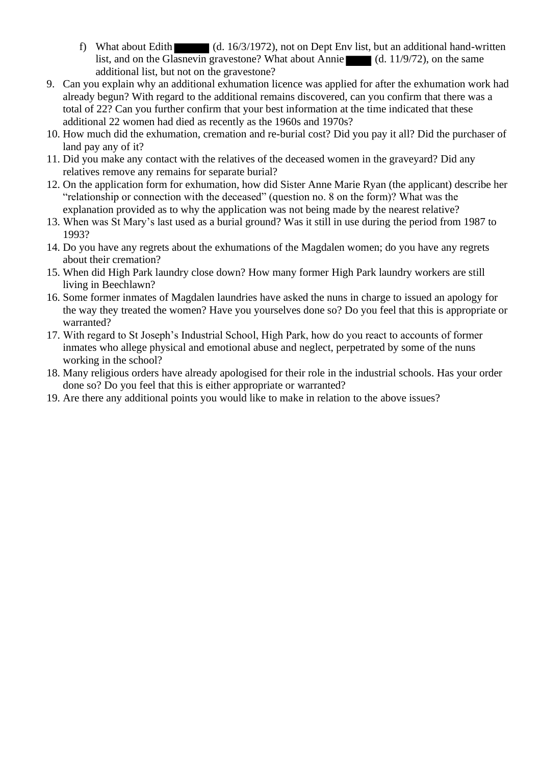f) What about Edith ██████ (d. 16/3/1972), not on Dept Env list, but an additional hand-written list, and on the Glasnevin gravestone? What about Annie █████ (d. 11/9/72), on the same additional list, but not on the gravestone?

9. Can you explain why an additional exhumation licence was applied for after the exhumation work had already begun? With regard to the additional remains discovered, can you confirm that there was a total of 22? Can you further confirm that your best information at the time indicated that these additional 22 women had died as recently as the 1960s and 1970s?
10. How much did the exhumation, cremation and re-burial cost? Did you pay it all? Did the purchaser of land pay any of it?
11. Did you make any contact with the relatives of the deceased women in the graveyard? Did any relatives remove any remains for separate burial?
12. On the application form for exhumation, how did Sister Anne Marie Ryan (the applicant) describe her "relationship or connection with the deceased" (question no. 8 on the form)? What was the explanation provided as to why the application was not being made by the nearest relative?
13. When was St Mary's last used as a burial ground? Was it still in use during the period from 1987 to 1993?
14. Do you have any regrets about the exhumations of the Magdalen women; do you have any regrets about their cremation?
15. When did High Park laundry close down? How many former High Park laundry workers are still living in Beechlawn?
16. Some former inmates of Magdalen laundries have asked the nuns in charge to issued an apology for the way they treated the women? Have you yourselves done so? Do you feel that this is appropriate or warranted?
17. With regard to St Joseph's Industrial School, High Park, how do you react to accounts of former inmates who allege physical and emotional abuse and neglect, perpetrated by some of the nuns working in the school?
18. Many religious orders have already apologised for their role in the industrial schools. Has your order done so? Do you feel that this is either appropriate or warranted?
19. Are there any additional points you would like to make in relation to the above issues?